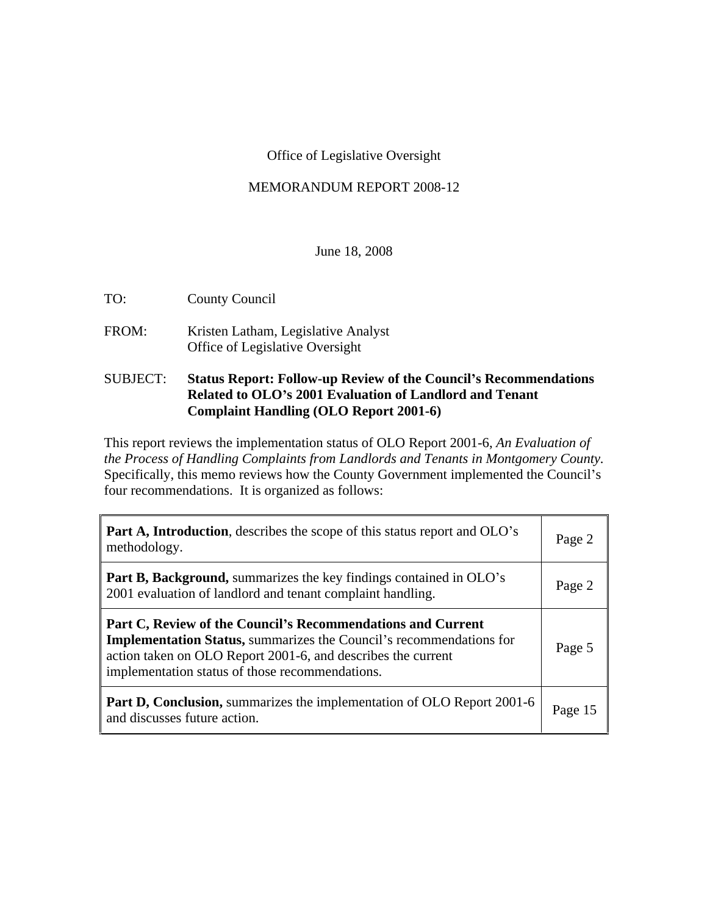Office of Legislative Oversight

MEMORANDUM REPORT 2008-12

June 18, 2008

TO: County Council

FROM: Kristen Latham, Legislative Analyst
Office of Legislative Oversight

SUBJECT: **Status Report: Follow-up Review of the Council's Recommendations Related to OLO's 2001 Evaluation of Landlord and Tenant Complaint Handling (OLO Report 2001-6)**

This report reviews the implementation status of OLO Report 2001-6, *An Evaluation of the Process of Handling Complaints from Landlords and Tenants in Montgomery County*. Specifically, this memo reviews how the County Government implemented the Council's four recommendations. It is organized as follows:

| | |
|---|---|
| **Part A, Introduction**, describes the scope of this status report and OLO's methodology. | Page 2 |
| **Part B, Background,** summarizes the key findings contained in OLO's 2001 evaluation of landlord and tenant complaint handling. | Page 2 |
| **Part C, Review of the Council's Recommendations and Current Implementation Status,** summarizes the Council's recommendations for action taken on OLO Report 2001-6, and describes the current implementation status of those recommendations. | Page 5 |
| **Part D, Conclusion,** summarizes the implementation of OLO Report 2001-6 and discusses future action. | Page 15 |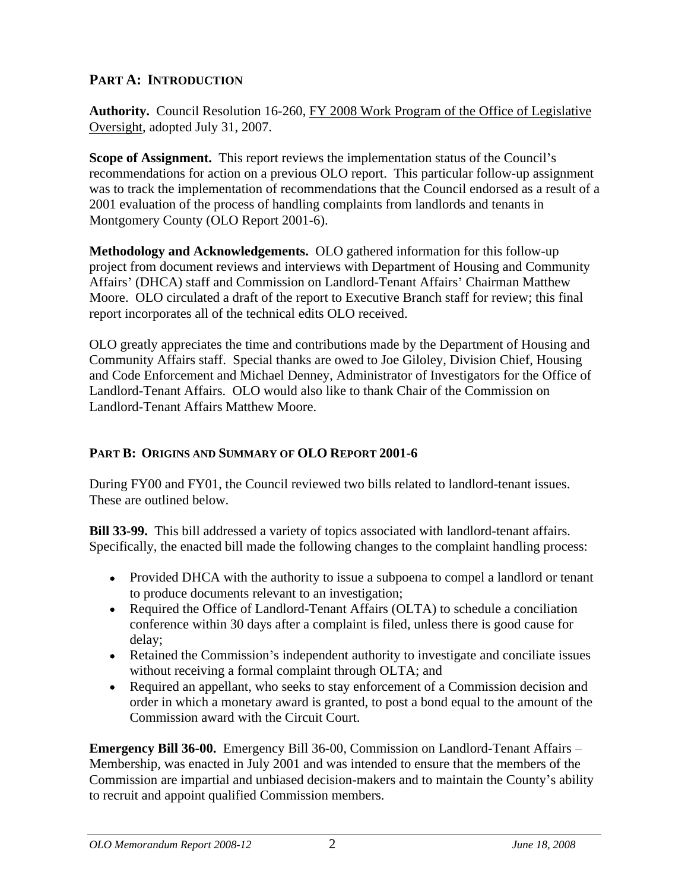## PART A: INTRODUCTION

**Authority.** Council Resolution 16-260, FY 2008 Work Program of the Office of Legislative Oversight, adopted July 31, 2007.

**Scope of Assignment.** This report reviews the implementation status of the Council's recommendations for action on a previous OLO report. This particular follow-up assignment was to track the implementation of recommendations that the Council endorsed as a result of a 2001 evaluation of the process of handling complaints from landlords and tenants in Montgomery County (OLO Report 2001-6).

**Methodology and Acknowledgements.** OLO gathered information for this follow-up project from document reviews and interviews with Department of Housing and Community Affairs' (DHCA) staff and Commission on Landlord-Tenant Affairs' Chairman Matthew Moore. OLO circulated a draft of the report to Executive Branch staff for review; this final report incorporates all of the technical edits OLO received.

OLO greatly appreciates the time and contributions made by the Department of Housing and Community Affairs staff. Special thanks are owed to Joe Giloley, Division Chief, Housing and Code Enforcement and Michael Denney, Administrator of Investigators for the Office of Landlord-Tenant Affairs. OLO would also like to thank Chair of the Commission on Landlord-Tenant Affairs Matthew Moore.

## PART B: ORIGINS AND SUMMARY OF OLO REPORT 2001-6

During FY00 and FY01, the Council reviewed two bills related to landlord-tenant issues. These are outlined below.

**Bill 33-99.** This bill addressed a variety of topics associated with landlord-tenant affairs. Specifically, the enacted bill made the following changes to the complaint handling process:

- Provided DHCA with the authority to issue a subpoena to compel a landlord or tenant to produce documents relevant to an investigation;
- Required the Office of Landlord-Tenant Affairs (OLTA) to schedule a conciliation conference within 30 days after a complaint is filed, unless there is good cause for delay;
- Retained the Commission's independent authority to investigate and conciliate issues without receiving a formal complaint through OLTA; and
- Required an appellant, who seeks to stay enforcement of a Commission decision and order in which a monetary award is granted, to post a bond equal to the amount of the Commission award with the Circuit Court.

**Emergency Bill 36-00.** Emergency Bill 36-00, Commission on Landlord-Tenant Affairs – Membership, was enacted in July 2001 and was intended to ensure that the members of the Commission are impartial and unbiased decision-makers and to maintain the County's ability to recruit and appoint qualified Commission members.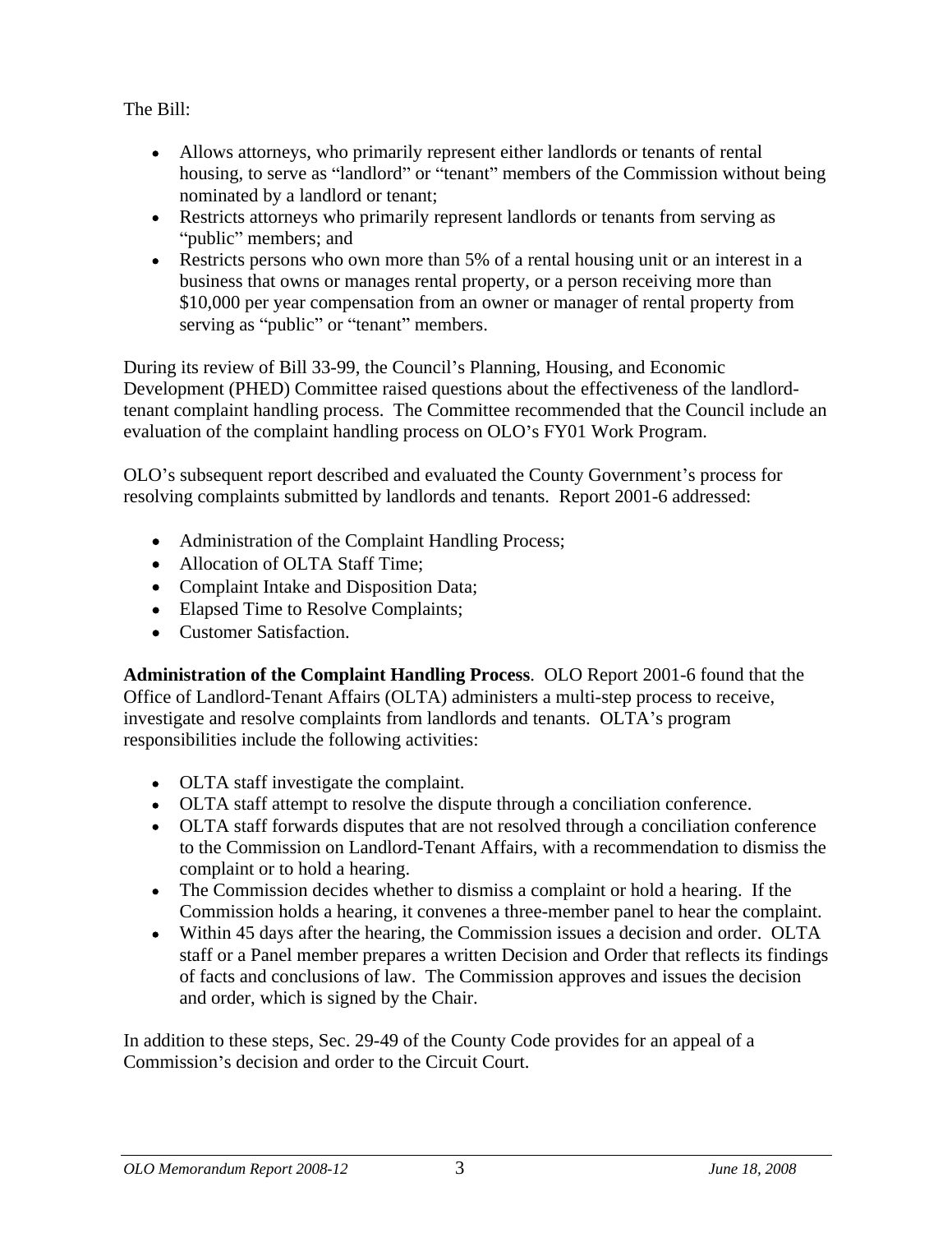The Bill:

- Allows attorneys, who primarily represent either landlords or tenants of rental housing, to serve as "landlord" or "tenant" members of the Commission without being nominated by a landlord or tenant;
- Restricts attorneys who primarily represent landlords or tenants from serving as "public" members; and
- Restricts persons who own more than 5% of a rental housing unit or an interest in a business that owns or manages rental property, or a person receiving more than $10,000 per year compensation from an owner or manager of rental property from serving as "public" or "tenant" members.

During its review of Bill 33-99, the Council's Planning, Housing, and Economic Development (PHED) Committee raised questions about the effectiveness of the landlord-tenant complaint handling process. The Committee recommended that the Council include an evaluation of the complaint handling process on OLO's FY01 Work Program.

OLO's subsequent report described and evaluated the County Government's process for resolving complaints submitted by landlords and tenants. Report 2001-6 addressed:

- Administration of the Complaint Handling Process;
- Allocation of OLTA Staff Time;
- Complaint Intake and Disposition Data;
- Elapsed Time to Resolve Complaints;
- Customer Satisfaction.

**Administration of the Complaint Handling Process**. OLO Report 2001-6 found that the Office of Landlord-Tenant Affairs (OLTA) administers a multi-step process to receive, investigate and resolve complaints from landlords and tenants. OLTA's program responsibilities include the following activities:

- OLTA staff investigate the complaint.
- OLTA staff attempt to resolve the dispute through a conciliation conference.
- OLTA staff forwards disputes that are not resolved through a conciliation conference to the Commission on Landlord-Tenant Affairs, with a recommendation to dismiss the complaint or to hold a hearing.
- The Commission decides whether to dismiss a complaint or hold a hearing. If the Commission holds a hearing, it convenes a three-member panel to hear the complaint.
- Within 45 days after the hearing, the Commission issues a decision and order. OLTA staff or a Panel member prepares a written Decision and Order that reflects its findings of facts and conclusions of law. The Commission approves and issues the decision and order, which is signed by the Chair.

In addition to these steps, Sec. 29-49 of the County Code provides for an appeal of a Commission's decision and order to the Circuit Court.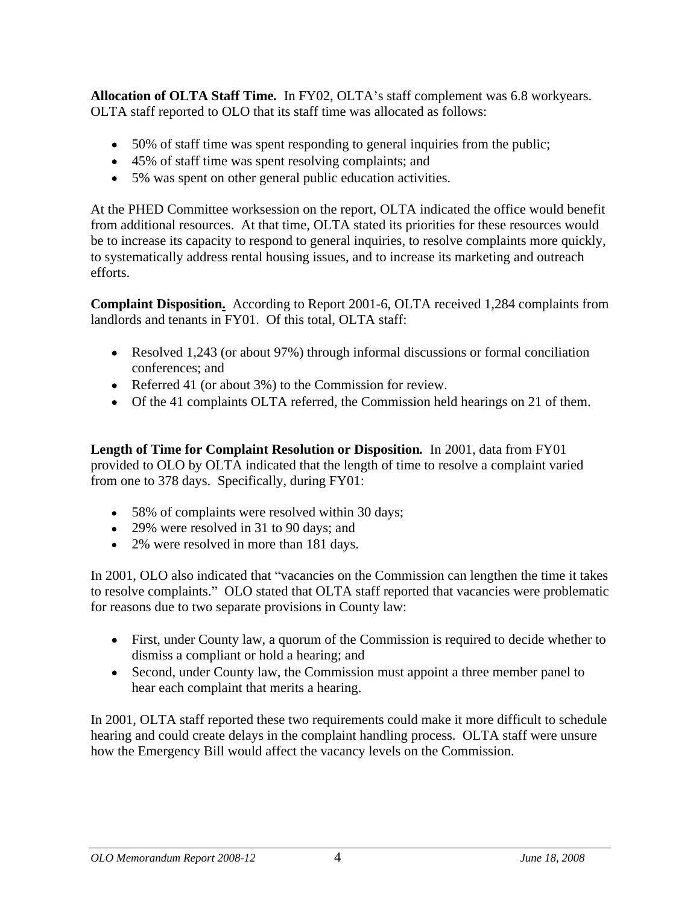**Allocation of OLTA Staff Time.** In FY02, OLTA's staff complement was 6.8 workyears. OLTA staff reported to OLO that its staff time was allocated as follows:

- 50% of staff time was spent responding to general inquiries from the public;
- 45% of staff time was spent resolving complaints; and
- 5% was spent on other general public education activities.

At the PHED Committee worksession on the report, OLTA indicated the office would benefit from additional resources. At that time, OLTA stated its priorities for these resources would be to increase its capacity to respond to general inquiries, to resolve complaints more quickly, to systematically address rental housing issues, and to increase its marketing and outreach efforts.

**Complaint Disposition.** According to Report 2001-6, OLTA received 1,284 complaints from landlords and tenants in FY01. Of this total, OLTA staff:

- Resolved 1,243 (or about 97%) through informal discussions or formal conciliation conferences; and
- Referred 41 (or about 3%) to the Commission for review.
- Of the 41 complaints OLTA referred, the Commission held hearings on 21 of them.

**Length of Time for Complaint Resolution or Disposition.** In 2001, data from FY01 provided to OLO by OLTA indicated that the length of time to resolve a complaint varied from one to 378 days. Specifically, during FY01:

- 58% of complaints were resolved within 30 days;
- 29% were resolved in 31 to 90 days; and
- 2% were resolved in more than 181 days.

In 2001, OLO also indicated that "vacancies on the Commission can lengthen the time it takes to resolve complaints." OLO stated that OLTA staff reported that vacancies were problematic for reasons due to two separate provisions in County law:

- First, under County law, a quorum of the Commission is required to decide whether to dismiss a compliant or hold a hearing; and
- Second, under County law, the Commission must appoint a three member panel to hear each complaint that merits a hearing.

In 2001, OLTA staff reported these two requirements could make it more difficult to schedule hearing and could create delays in the complaint handling process. OLTA staff were unsure how the Emergency Bill would affect the vacancy levels on the Commission.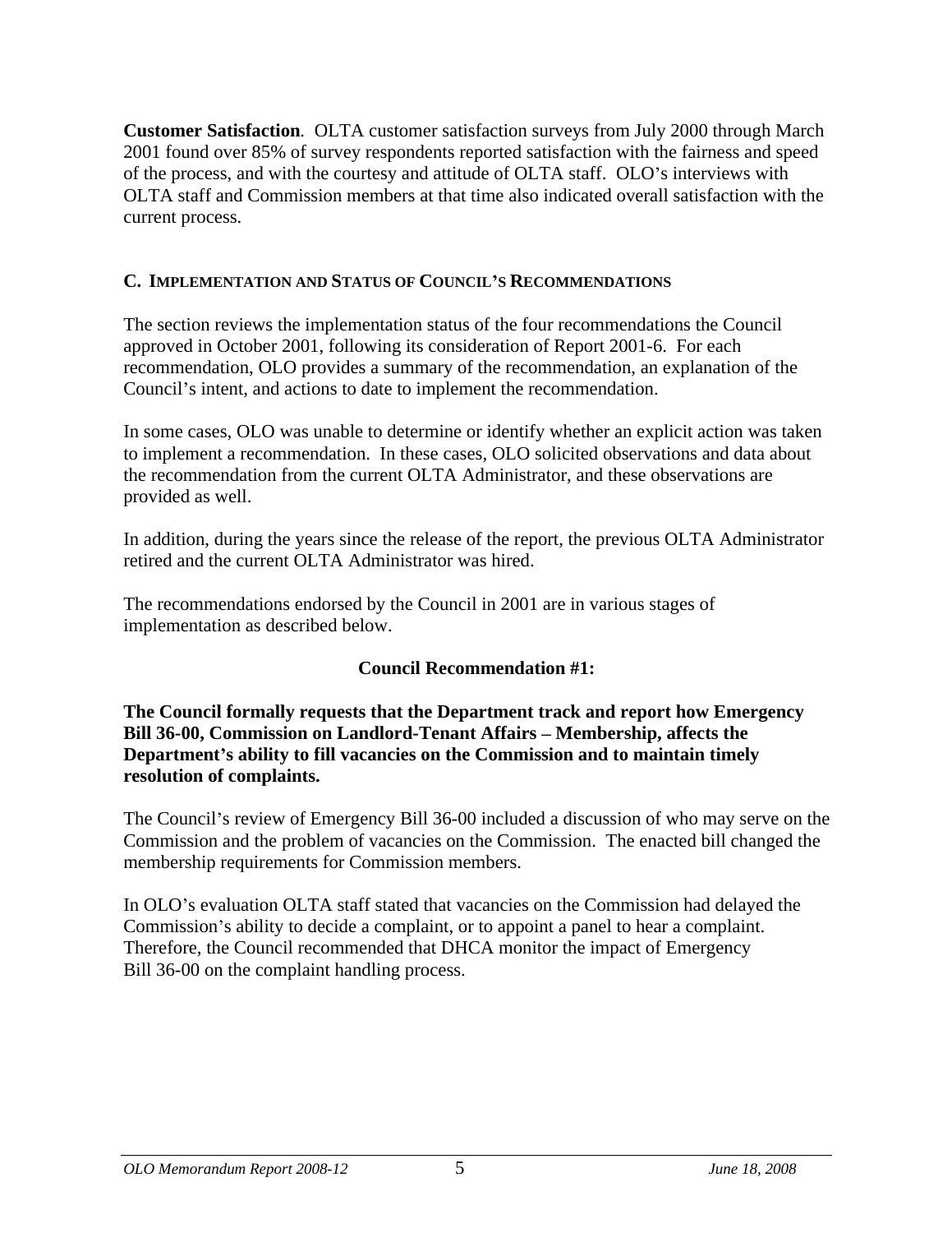**Customer Satisfaction**. OLTA customer satisfaction surveys from July 2000 through March 2001 found over 85% of survey respondents reported satisfaction with the fairness and speed of the process, and with the courtesy and attitude of OLTA staff. OLO's interviews with OLTA staff and Commission members at that time also indicated overall satisfaction with the current process.

## C. Implementation and Status of Council's Recommendations

The section reviews the implementation status of the four recommendations the Council approved in October 2001, following its consideration of Report 2001-6. For each recommendation, OLO provides a summary of the recommendation, an explanation of the Council's intent, and actions to date to implement the recommendation.

In some cases, OLO was unable to determine or identify whether an explicit action was taken to implement a recommendation. In these cases, OLO solicited observations and data about the recommendation from the current OLTA Administrator, and these observations are provided as well.

In addition, during the years since the release of the report, the previous OLTA Administrator retired and the current OLTA Administrator was hired.

The recommendations endorsed by the Council in 2001 are in various stages of implementation as described below.

### Council Recommendation #1:

**The Council formally requests that the Department track and report how Emergency Bill 36-00, Commission on Landlord-Tenant Affairs – Membership, affects the Department's ability to fill vacancies on the Commission and to maintain timely resolution of complaints.**

The Council's review of Emergency Bill 36-00 included a discussion of who may serve on the Commission and the problem of vacancies on the Commission. The enacted bill changed the membership requirements for Commission members.

In OLO's evaluation OLTA staff stated that vacancies on the Commission had delayed the Commission's ability to decide a complaint, or to appoint a panel to hear a complaint. Therefore, the Council recommended that DHCA monitor the impact of Emergency Bill 36-00 on the complaint handling process.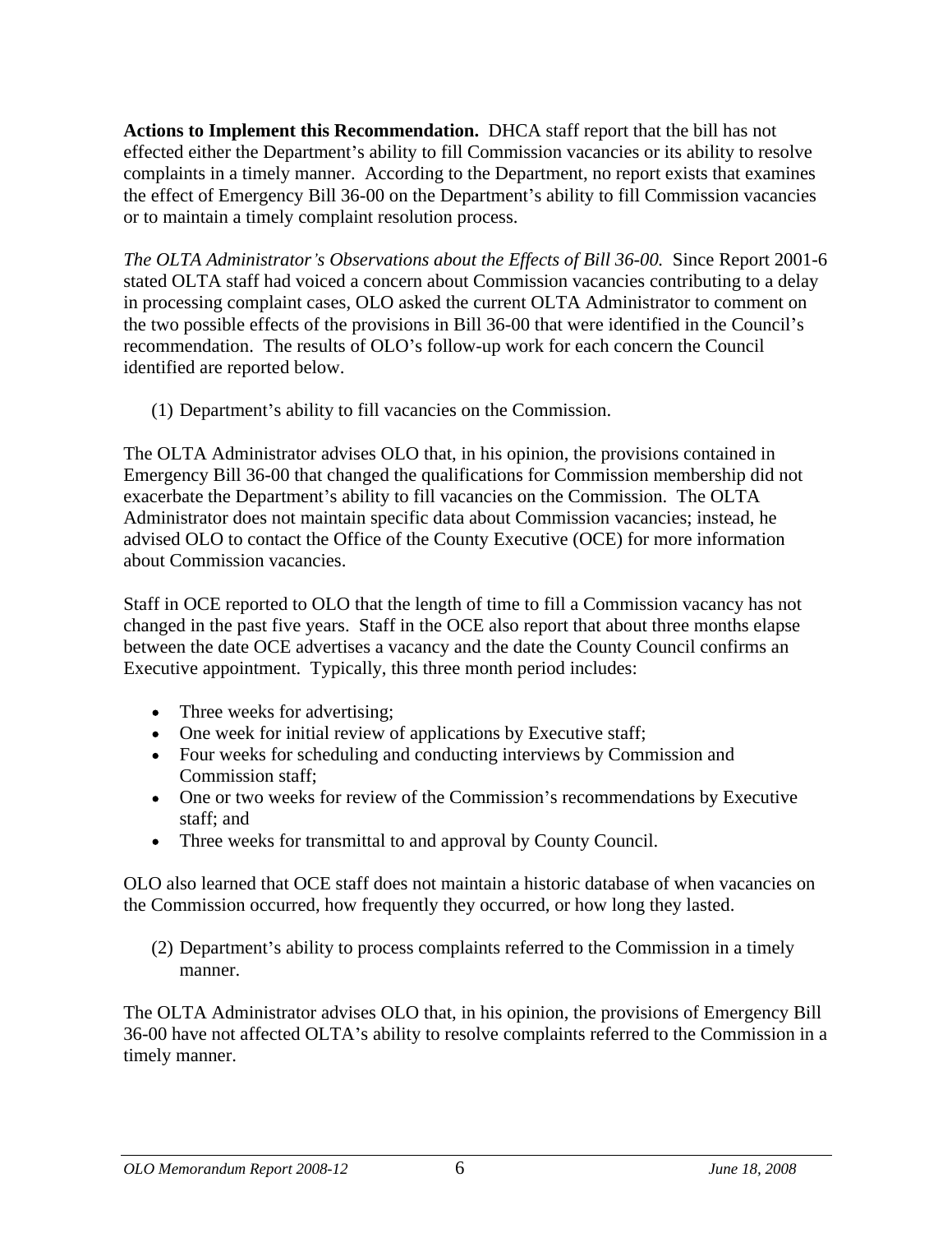**Actions to Implement this Recommendation.** DHCA staff report that the bill has not effected either the Department's ability to fill Commission vacancies or its ability to resolve complaints in a timely manner. According to the Department, no report exists that examines the effect of Emergency Bill 36-00 on the Department's ability to fill Commission vacancies or to maintain a timely complaint resolution process.

*The OLTA Administrator's Observations about the Effects of Bill 36-00.* Since Report 2001-6 stated OLTA staff had voiced a concern about Commission vacancies contributing to a delay in processing complaint cases, OLO asked the current OLTA Administrator to comment on the two possible effects of the provisions in Bill 36-00 that were identified in the Council's recommendation. The results of OLO's follow-up work for each concern the Council identified are reported below.

(1) Department's ability to fill vacancies on the Commission.

The OLTA Administrator advises OLO that, in his opinion, the provisions contained in Emergency Bill 36-00 that changed the qualifications for Commission membership did not exacerbate the Department's ability to fill vacancies on the Commission. The OLTA Administrator does not maintain specific data about Commission vacancies; instead, he advised OLO to contact the Office of the County Executive (OCE) for more information about Commission vacancies.

Staff in OCE reported to OLO that the length of time to fill a Commission vacancy has not changed in the past five years. Staff in the OCE also report that about three months elapse between the date OCE advertises a vacancy and the date the County Council confirms an Executive appointment. Typically, this three month period includes:

- Three weeks for advertising;
- One week for initial review of applications by Executive staff;
- Four weeks for scheduling and conducting interviews by Commission and Commission staff;
- One or two weeks for review of the Commission's recommendations by Executive staff; and
- Three weeks for transmittal to and approval by County Council.

OLO also learned that OCE staff does not maintain a historic database of when vacancies on the Commission occurred, how frequently they occurred, or how long they lasted.

(2) Department's ability to process complaints referred to the Commission in a timely manner.

The OLTA Administrator advises OLO that, in his opinion, the provisions of Emergency Bill 36-00 have not affected OLTA's ability to resolve complaints referred to the Commission in a timely manner.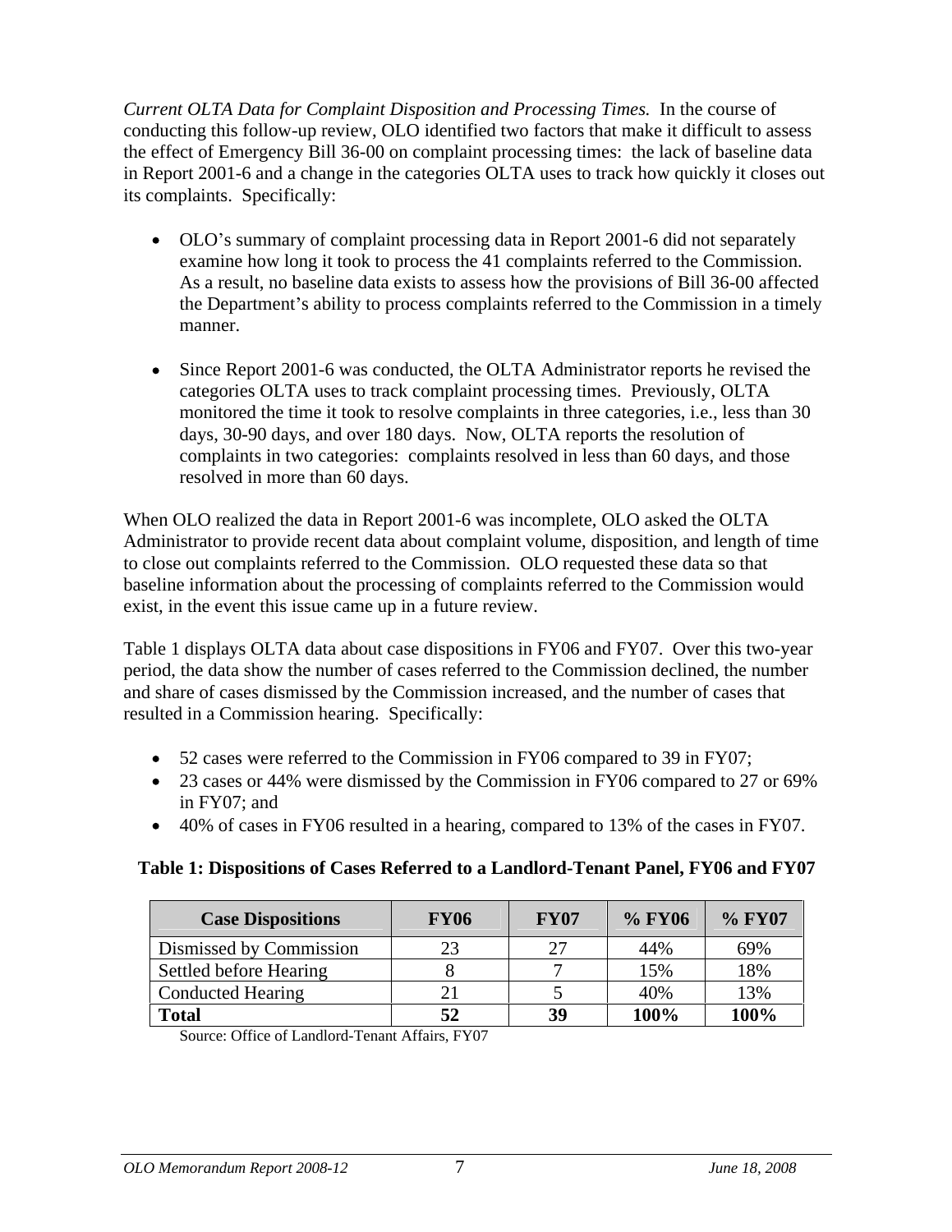*Current OLTA Data for Complaint Disposition and Processing Times.* In the course of conducting this follow-up review, OLO identified two factors that make it difficult to assess the effect of Emergency Bill 36-00 on complaint processing times: the lack of baseline data in Report 2001-6 and a change in the categories OLTA uses to track how quickly it closes out its complaints. Specifically:

- OLO's summary of complaint processing data in Report 2001-6 did not separately examine how long it took to process the 41 complaints referred to the Commission. As a result, no baseline data exists to assess how the provisions of Bill 36-00 affected the Department's ability to process complaints referred to the Commission in a timely manner.

- Since Report 2001-6 was conducted, the OLTA Administrator reports he revised the categories OLTA uses to track complaint processing times. Previously, OLTA monitored the time it took to resolve complaints in three categories, i.e., less than 30 days, 30-90 days, and over 180 days. Now, OLTA reports the resolution of complaints in two categories: complaints resolved in less than 60 days, and those resolved in more than 60 days.

When OLO realized the data in Report 2001-6 was incomplete, OLO asked the OLTA Administrator to provide recent data about complaint volume, disposition, and length of time to close out complaints referred to the Commission. OLO requested these data so that baseline information about the processing of complaints referred to the Commission would exist, in the event this issue came up in a future review.

Table 1 displays OLTA data about case dispositions in FY06 and FY07. Over this two-year period, the data show the number of cases referred to the Commission declined, the number and share of cases dismissed by the Commission increased, and the number of cases that resulted in a Commission hearing. Specifically:

- 52 cases were referred to the Commission in FY06 compared to 39 in FY07;
- 23 cases or 44% were dismissed by the Commission in FY06 compared to 27 or 69% in FY07; and
- 40% of cases in FY06 resulted in a hearing, compared to 13% of the cases in FY07.

**Table 1: Dispositions of Cases Referred to a Landlord-Tenant Panel, FY06 and FY07**

| Case Dispositions | FY06 | FY07 | % FY06 | % FY07 |
|---|---|---|---|---|
| Dismissed by Commission | 23 | 27 | 44% | 69% |
| Settled before Hearing | 8 | 7 | 15% | 18% |
| Conducted Hearing | 21 | 5 | 40% | 13% |
| **Total** | **52** | **39** | **100%** | **100%** |

Source: Office of Landlord-Tenant Affairs, FY07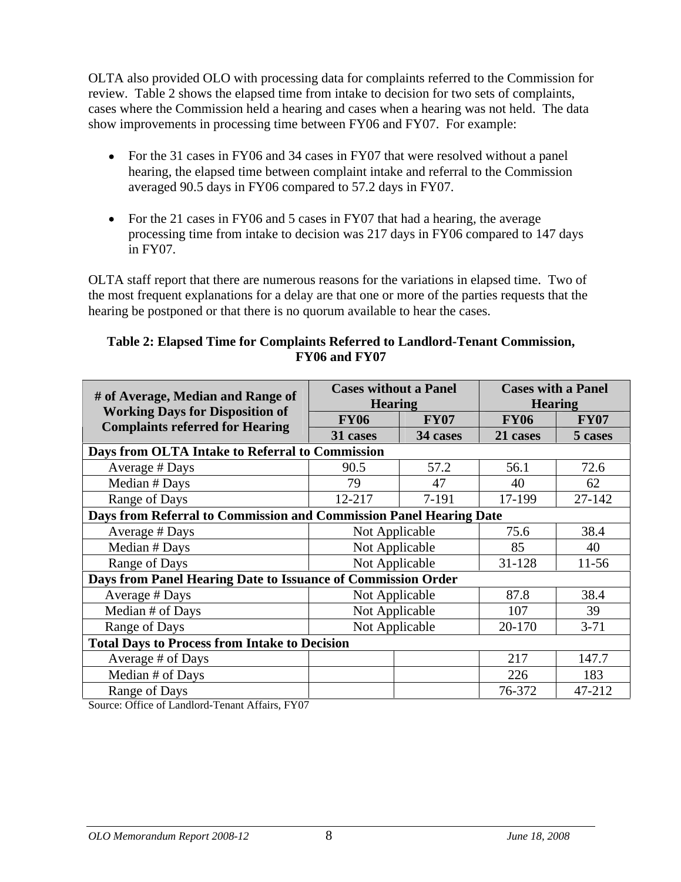OLTA also provided OLO with processing data for complaints referred to the Commission for review. Table 2 shows the elapsed time from intake to decision for two sets of complaints, cases where the Commission held a hearing and cases when a hearing was not held. The data show improvements in processing time between FY06 and FY07. For example:

- For the 31 cases in FY06 and 34 cases in FY07 that were resolved without a panel hearing, the elapsed time between complaint intake and referral to the Commission averaged 90.5 days in FY06 compared to 57.2 days in FY07.

- For the 21 cases in FY06 and 5 cases in FY07 that had a hearing, the average processing time from intake to decision was 217 days in FY06 compared to 147 days in FY07.

OLTA staff report that there are numerous reasons for the variations in elapsed time. Two of the most frequent explanations for a delay are that one or more of the parties requests that the hearing be postponed or that there is no quorum available to hear the cases.

**Table 2: Elapsed Time for Complaints Referred to Landlord-Tenant Commission, FY06 and FY07**

| # of Average, Median and Range of Working Days for Disposition of Complaints referred for Hearing | Cases without a Panel Hearing | | Cases with a Panel Hearing | |
|---|---|---|---|---|
| | FY06 | FY07 | FY06 | FY07 |
| | 31 cases | 34 cases | 21 cases | 5 cases |
| **Days from OLTA Intake to Referral to Commission** | | | | |
| Average # Days | 90.5 | 57.2 | 56.1 | 72.6 |
| Median # Days | 79 | 47 | 40 | 62 |
| Range of Days | 12-217 | 7-191 | 17-199 | 27-142 |
| **Days from Referral to Commission and Commission Panel Hearing Date** | | | | |
| Average # Days | Not Applicable | | 75.6 | 38.4 |
| Median # Days | Not Applicable | | 85 | 40 |
| Range of Days | Not Applicable | | 31-128 | 11-56 |
| **Days from Panel Hearing Date to Issuance of Commission Order** | | | | |
| Average # Days | Not Applicable | | 87.8 | 38.4 |
| Median # of Days | Not Applicable | | 107 | 39 |
| Range of Days | Not Applicable | | 20-170 | 3-71 |
| **Total Days to Process from Intake to Decision** | | | | |
| Average # of Days | | | 217 | 147.7 |
| Median # of Days | | | 226 | 183 |
| Range of Days | | | 76-372 | 47-212 |

Source: Office of Landlord-Tenant Affairs, FY07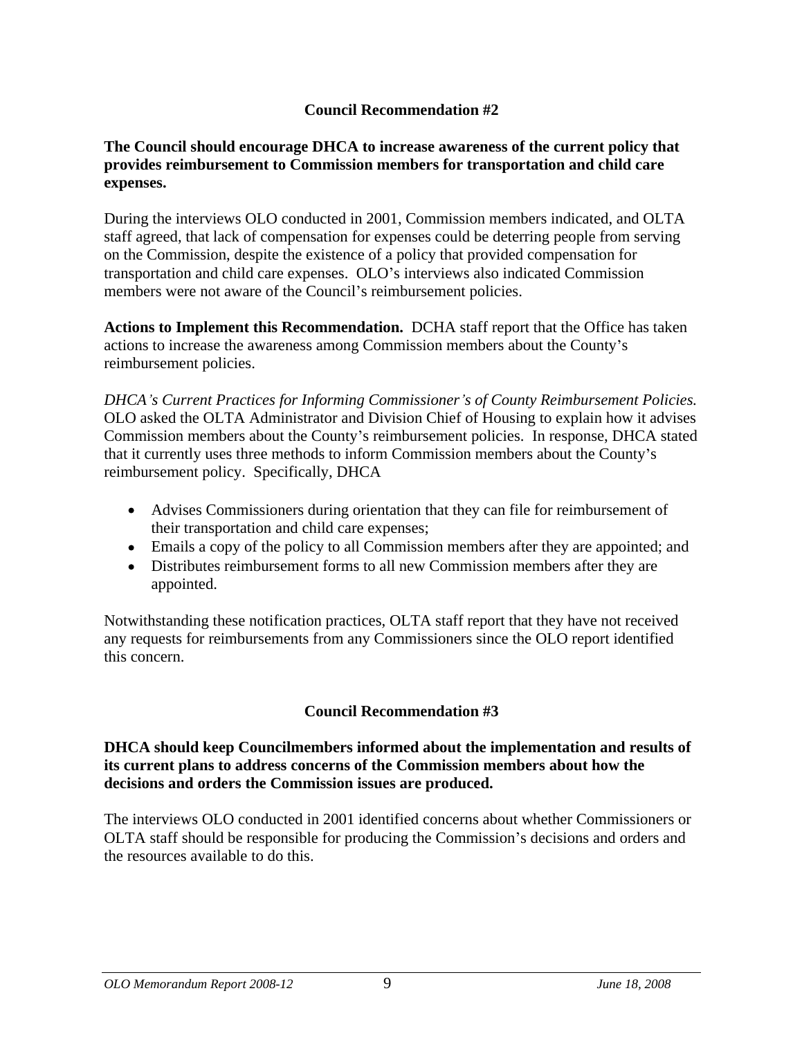### Council Recommendation #2

**The Council should encourage DHCA to increase awareness of the current policy that provides reimbursement to Commission members for transportation and child care expenses.**

During the interviews OLO conducted in 2001, Commission members indicated, and OLTA staff agreed, that lack of compensation for expenses could be deterring people from serving on the Commission, despite the existence of a policy that provided compensation for transportation and child care expenses. OLO's interviews also indicated Commission members were not aware of the Council's reimbursement policies.

**Actions to Implement this Recommendation.** DCHA staff report that the Office has taken actions to increase the awareness among Commission members about the County's reimbursement policies.

*DHCA's Current Practices for Informing Commissioner's of County Reimbursement Policies.* OLO asked the OLTA Administrator and Division Chief of Housing to explain how it advises Commission members about the County's reimbursement policies. In response, DHCA stated that it currently uses three methods to inform Commission members about the County's reimbursement policy. Specifically, DHCA

- Advises Commissioners during orientation that they can file for reimbursement of their transportation and child care expenses;
- Emails a copy of the policy to all Commission members after they are appointed; and
- Distributes reimbursement forms to all new Commission members after they are appointed.

Notwithstanding these notification practices, OLTA staff report that they have not received any requests for reimbursements from any Commissioners since the OLO report identified this concern.

### Council Recommendation #3

**DHCA should keep Councilmembers informed about the implementation and results of its current plans to address concerns of the Commission members about how the decisions and orders the Commission issues are produced.**

The interviews OLO conducted in 2001 identified concerns about whether Commissioners or OLTA staff should be responsible for producing the Commission's decisions and orders and the resources available to do this.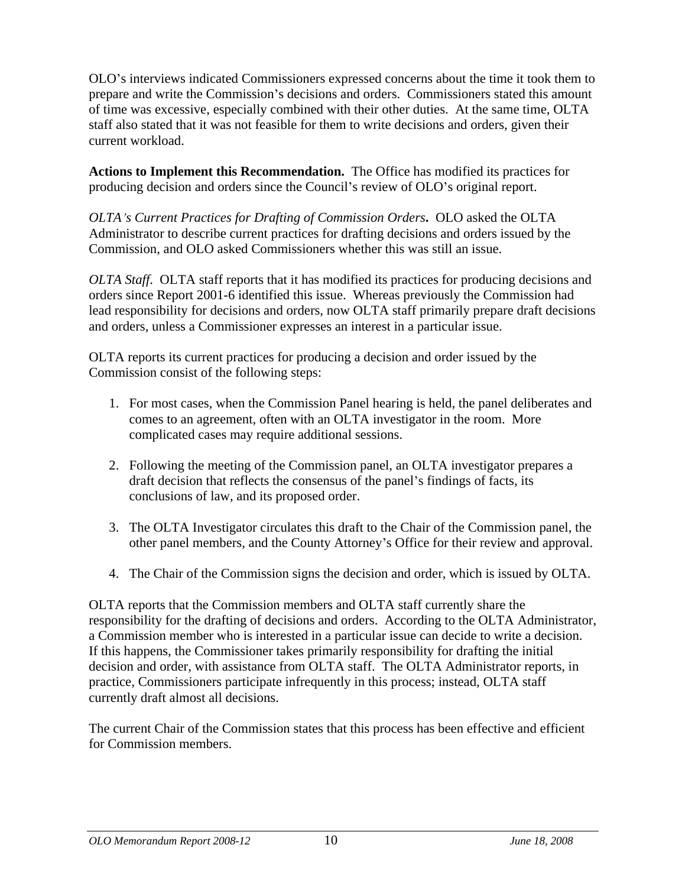OLO's interviews indicated Commissioners expressed concerns about the time it took them to prepare and write the Commission's decisions and orders. Commissioners stated this amount of time was excessive, especially combined with their other duties. At the same time, OLTA staff also stated that it was not feasible for them to write decisions and orders, given their current workload.

**Actions to Implement this Recommendation.** The Office has modified its practices for producing decision and orders since the Council's review of OLO's original report.

*OLTA's Current Practices for Drafting of Commission Orders***.** OLO asked the OLTA Administrator to describe current practices for drafting decisions and orders issued by the Commission, and OLO asked Commissioners whether this was still an issue.

*OLTA Staff.* OLTA staff reports that it has modified its practices for producing decisions and orders since Report 2001-6 identified this issue. Whereas previously the Commission had lead responsibility for decisions and orders, now OLTA staff primarily prepare draft decisions and orders, unless a Commissioner expresses an interest in a particular issue.

OLTA reports its current practices for producing a decision and order issued by the Commission consist of the following steps:

1. For most cases, when the Commission Panel hearing is held, the panel deliberates and comes to an agreement, often with an OLTA investigator in the room. More complicated cases may require additional sessions.
2. Following the meeting of the Commission panel, an OLTA investigator prepares a draft decision that reflects the consensus of the panel's findings of facts, its conclusions of law, and its proposed order.
3. The OLTA Investigator circulates this draft to the Chair of the Commission panel, the other panel members, and the County Attorney's Office for their review and approval.
4. The Chair of the Commission signs the decision and order, which is issued by OLTA.

OLTA reports that the Commission members and OLTA staff currently share the responsibility for the drafting of decisions and orders. According to the OLTA Administrator, a Commission member who is interested in a particular issue can decide to write a decision. If this happens, the Commissioner takes primarily responsibility for drafting the initial decision and order, with assistance from OLTA staff. The OLTA Administrator reports, in practice, Commissioners participate infrequently in this process; instead, OLTA staff currently draft almost all decisions.

The current Chair of the Commission states that this process has been effective and efficient for Commission members.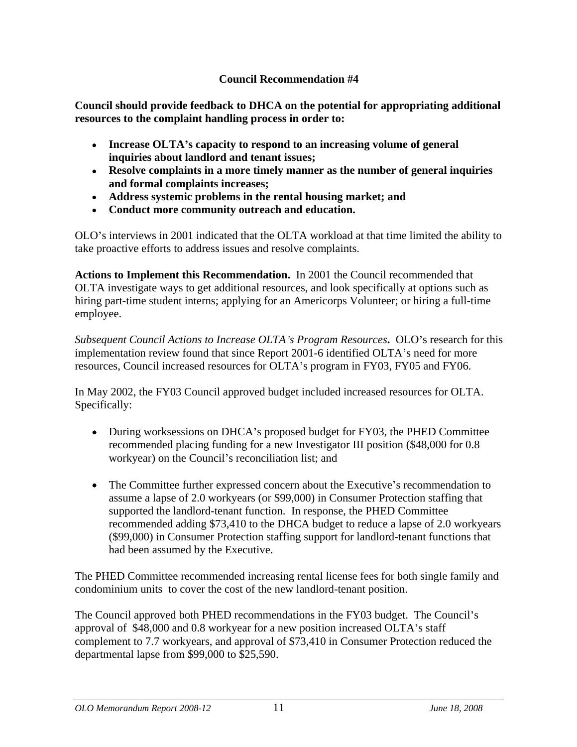## Council Recommendation #4

**Council should provide feedback to DHCA on the potential for appropriating additional resources to the complaint handling process in order to:**

- **Increase OLTA's capacity to respond to an increasing volume of general inquiries about landlord and tenant issues;**
- **Resolve complaints in a more timely manner as the number of general inquiries and formal complaints increases;**
- **Address systemic problems in the rental housing market; and**
- **Conduct more community outreach and education.**

OLO's interviews in 2001 indicated that the OLTA workload at that time limited the ability to take proactive efforts to address issues and resolve complaints.

**Actions to Implement this Recommendation.** In 2001 the Council recommended that OLTA investigate ways to get additional resources, and look specifically at options such as hiring part-time student interns; applying for an Americorps Volunteer; or hiring a full-time employee.

*Subsequent Council Actions to Increase OLTA's Program Resources***.** OLO's research for this implementation review found that since Report 2001-6 identified OLTA's need for more resources, Council increased resources for OLTA's program in FY03, FY05 and FY06.

In May 2002, the FY03 Council approved budget included increased resources for OLTA. Specifically:

- During worksessions on DHCA's proposed budget for FY03, the PHED Committee recommended placing funding for a new Investigator III position ($48,000 for 0.8 workyear) on the Council's reconciliation list; and

- The Committee further expressed concern about the Executive's recommendation to assume a lapse of 2.0 workyears (or $99,000) in Consumer Protection staffing that supported the landlord-tenant function. In response, the PHED Committee recommended adding $73,410 to the DHCA budget to reduce a lapse of 2.0 workyears ($99,000) in Consumer Protection staffing support for landlord-tenant functions that had been assumed by the Executive.

The PHED Committee recommended increasing rental license fees for both single family and condominium units to cover the cost of the new landlord-tenant position.

The Council approved both PHED recommendations in the FY03 budget. The Council's approval of $48,000 and 0.8 workyear for a new position increased OLTA's staff complement to 7.7 workyears, and approval of $73,410 in Consumer Protection reduced the departmental lapse from $99,000 to $25,590.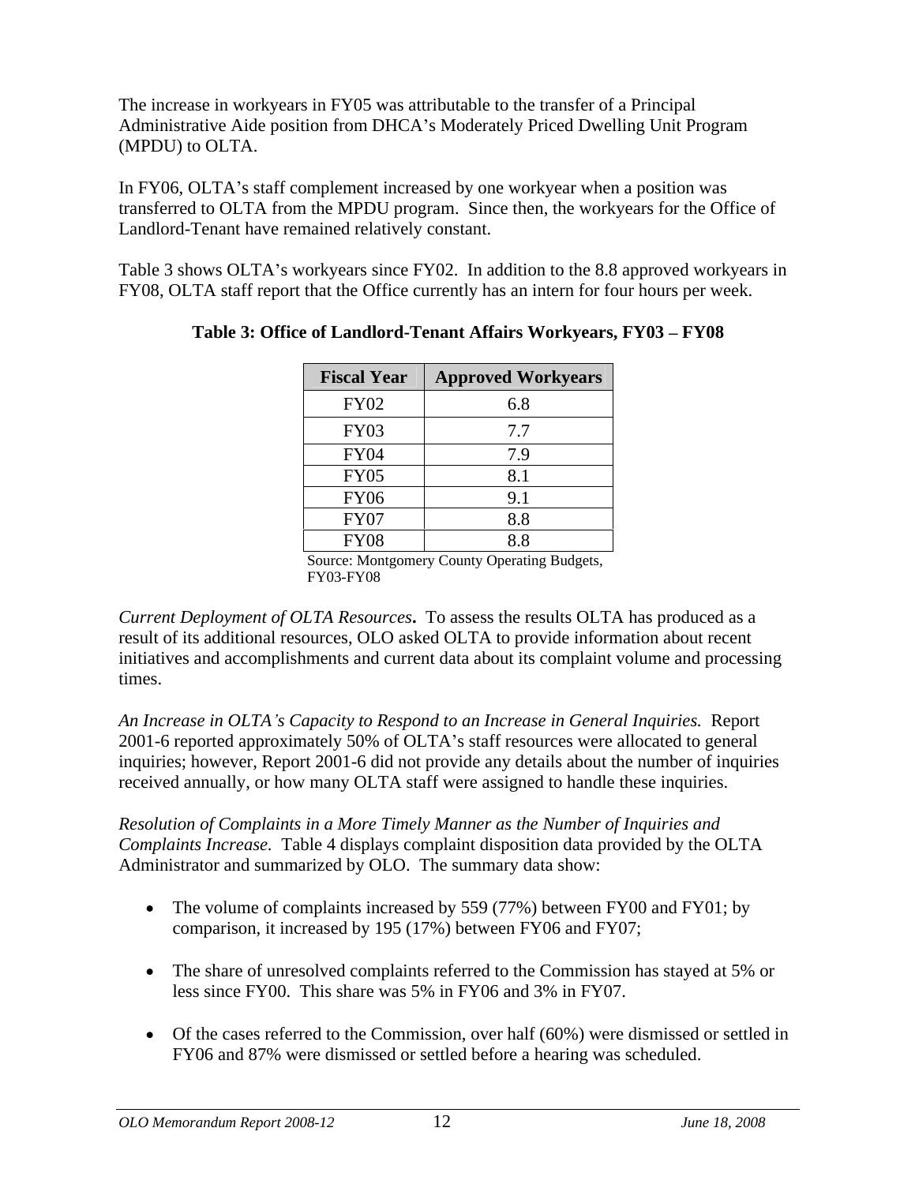The increase in workyears in FY05 was attributable to the transfer of a Principal Administrative Aide position from DHCA's Moderately Priced Dwelling Unit Program (MPDU) to OLTA.

In FY06, OLTA's staff complement increased by one workyear when a position was transferred to OLTA from the MPDU program. Since then, the workyears for the Office of Landlord-Tenant have remained relatively constant.

Table 3 shows OLTA's workyears since FY02. In addition to the 8.8 approved workyears in FY08, OLTA staff report that the Office currently has an intern for four hours per week.

**Table 3: Office of Landlord-Tenant Affairs Workyears, FY03 – FY08**

| Fiscal Year | Approved Workyears |
|---|---|
| FY02 | 6.8 |
| FY03 | 7.7 |
| FY04 | 7.9 |
| FY05 | 8.1 |
| FY06 | 9.1 |
| FY07 | 8.8 |
| FY08 | 8.8 |

Source: Montgomery County Operating Budgets, FY03-FY08

*Current Deployment of OLTA Resources***.** To assess the results OLTA has produced as a result of its additional resources, OLO asked OLTA to provide information about recent initiatives and accomplishments and current data about its complaint volume and processing times.

*An Increase in OLTA's Capacity to Respond to an Increase in General Inquiries.* Report 2001-6 reported approximately 50% of OLTA's staff resources were allocated to general inquiries; however, Report 2001-6 did not provide any details about the number of inquiries received annually, or how many OLTA staff were assigned to handle these inquiries.

*Resolution of Complaints in a More Timely Manner as the Number of Inquiries and Complaints Increase.* Table 4 displays complaint disposition data provided by the OLTA Administrator and summarized by OLO. The summary data show:

- The volume of complaints increased by 559 (77%) between FY00 and FY01; by comparison, it increased by 195 (17%) between FY06 and FY07;
- The share of unresolved complaints referred to the Commission has stayed at 5% or less since FY00. This share was 5% in FY06 and 3% in FY07.
- Of the cases referred to the Commission, over half (60%) were dismissed or settled in FY06 and 87% were dismissed or settled before a hearing was scheduled.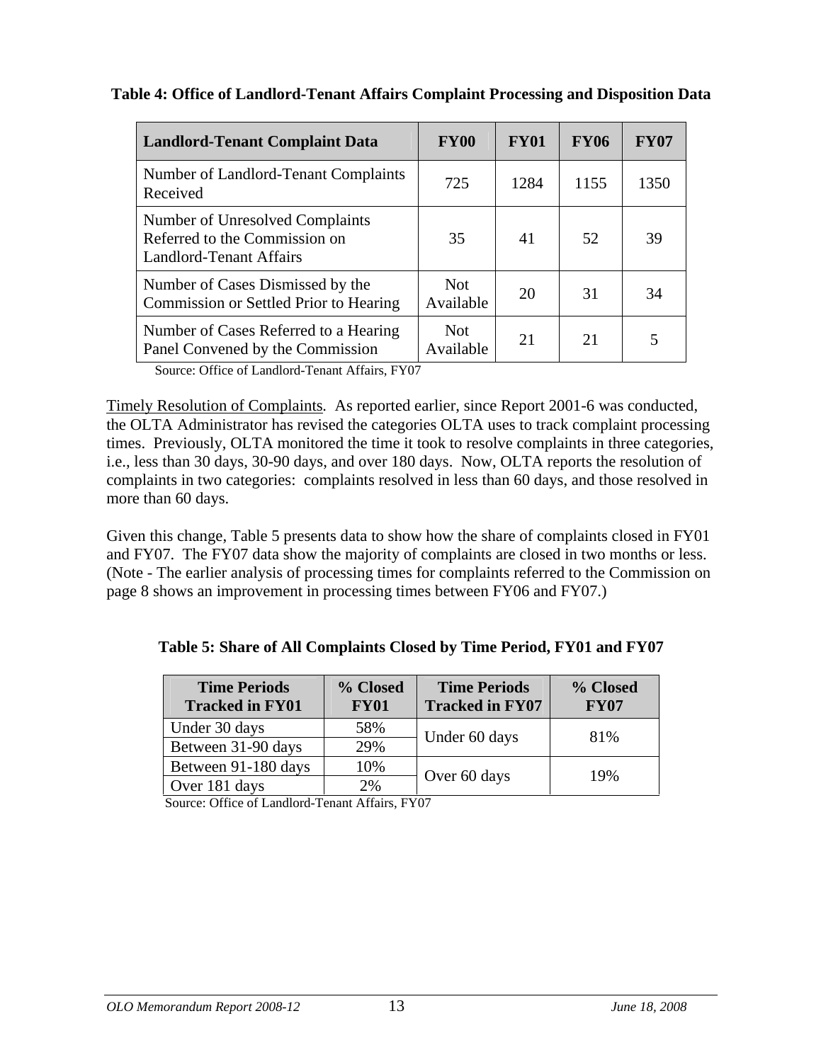**Table 4: Office of Landlord-Tenant Affairs Complaint Processing and Disposition Data**

| Landlord-Tenant Complaint Data | FY00 | FY01 | FY06 | FY07 |
|---|---|---|---|---|
| Number of Landlord-Tenant Complaints Received | 725 | 1284 | 1155 | 1350 |
| Number of Unresolved Complaints Referred to the Commission on Landlord-Tenant Affairs | 35 | 41 | 52 | 39 |
| Number of Cases Dismissed by the Commission or Settled Prior to Hearing | Not Available | 20 | 31 | 34 |
| Number of Cases Referred to a Hearing Panel Convened by the Commission | Not Available | 21 | 21 | 5 |

Source: Office of Landlord-Tenant Affairs, FY07

Timely Resolution of Complaints*.* As reported earlier, since Report 2001-6 was conducted, the OLTA Administrator has revised the categories OLTA uses to track complaint processing times. Previously, OLTA monitored the time it took to resolve complaints in three categories, i.e., less than 30 days, 30-90 days, and over 180 days. Now, OLTA reports the resolution of complaints in two categories: complaints resolved in less than 60 days, and those resolved in more than 60 days.

Given this change, Table 5 presents data to show how the share of complaints closed in FY01 and FY07. The FY07 data show the majority of complaints are closed in two months or less. (Note - The earlier analysis of processing times for complaints referred to the Commission on page 8 shows an improvement in processing times between FY06 and FY07.)

**Table 5: Share of All Complaints Closed by Time Period, FY01 and FY07**

| Time Periods Tracked in FY01 | % Closed FY01 | Time Periods Tracked in FY07 | % Closed FY07 |
|---|---|---|---|
| Under 30 days | 58% | Under 60 days | 81% |
| Between 31-90 days | 29% | | |
| Between 91-180 days | 10% | Over 60 days | 19% |
| Over 181 days | 2% | | |

Source: Office of Landlord-Tenant Affairs, FY07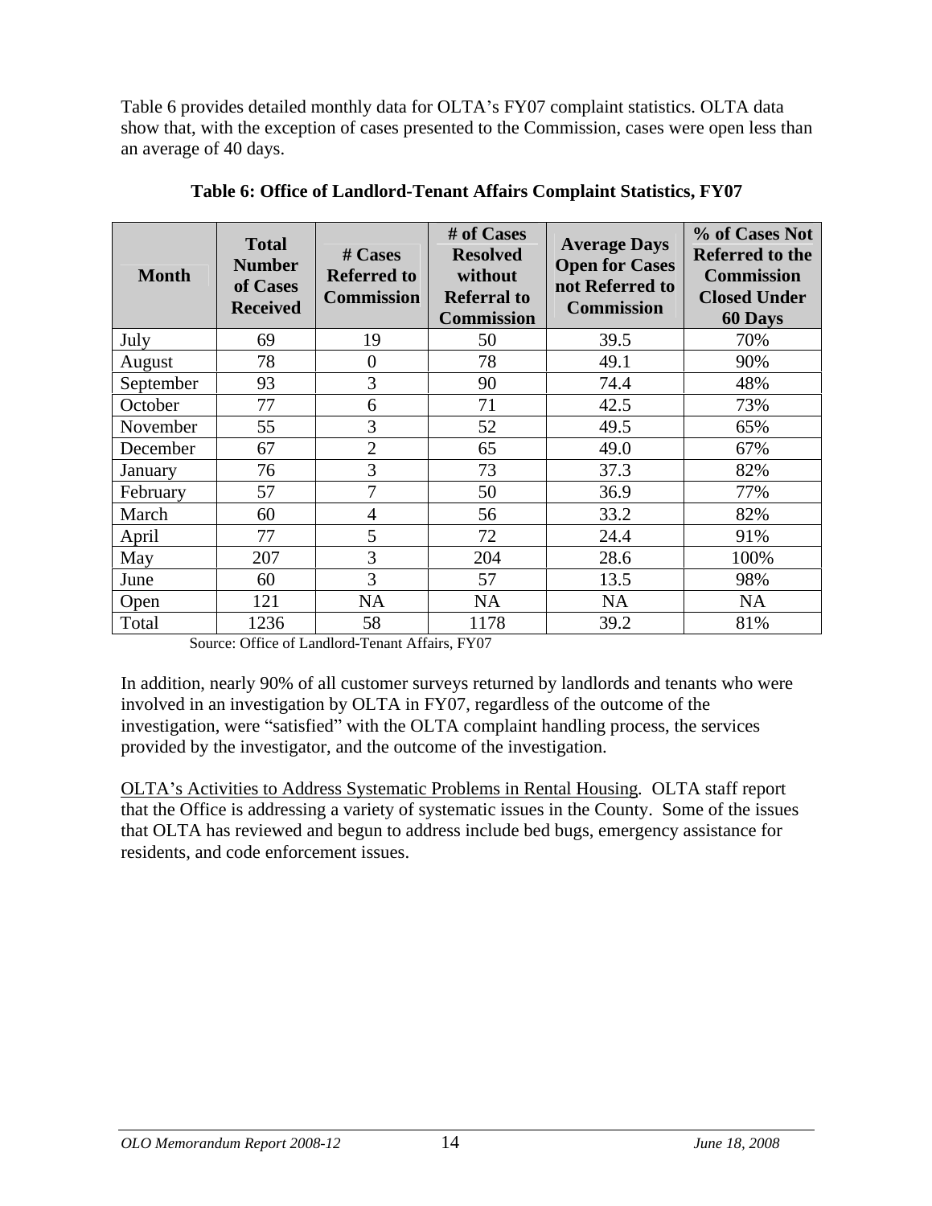Table 6 provides detailed monthly data for OLTA's FY07 complaint statistics. OLTA data show that, with the exception of cases presented to the Commission, cases were open less than an average of 40 days.

**Table 6: Office of Landlord-Tenant Affairs Complaint Statistics, FY07**

| Month | Total Number of Cases Received | # Cases Referred to Commission | # of Cases Resolved without Referral to Commission | Average Days Open for Cases not Referred to Commission | % of Cases Not Referred to the Commission Closed Under 60 Days |
|---|---|---|---|---|---|
| July | 69 | 19 | 50 | 39.5 | 70% |
| August | 78 | 0 | 78 | 49.1 | 90% |
| September | 93 | 3 | 90 | 74.4 | 48% |
| October | 77 | 6 | 71 | 42.5 | 73% |
| November | 55 | 3 | 52 | 49.5 | 65% |
| December | 67 | 2 | 65 | 49.0 | 67% |
| January | 76 | 3 | 73 | 37.3 | 82% |
| February | 57 | 7 | 50 | 36.9 | 77% |
| March | 60 | 4 | 56 | 33.2 | 82% |
| April | 77 | 5 | 72 | 24.4 | 91% |
| May | 207 | 3 | 204 | 28.6 | 100% |
| June | 60 | 3 | 57 | 13.5 | 98% |
| Open | 121 | NA | NA | NA | NA |
| Total | 1236 | 58 | 1178 | 39.2 | 81% |

Source: Office of Landlord-Tenant Affairs, FY07

In addition, nearly 90% of all customer surveys returned by landlords and tenants who were involved in an investigation by OLTA in FY07, regardless of the outcome of the investigation, were "satisfied" with the OLTA complaint handling process, the services provided by the investigator, and the outcome of the investigation.

OLTA's Activities to Address Systematic Problems in Rental Housing. OLTA staff report that the Office is addressing a variety of systematic issues in the County. Some of the issues that OLTA has reviewed and begun to address include bed bugs, emergency assistance for residents, and code enforcement issues.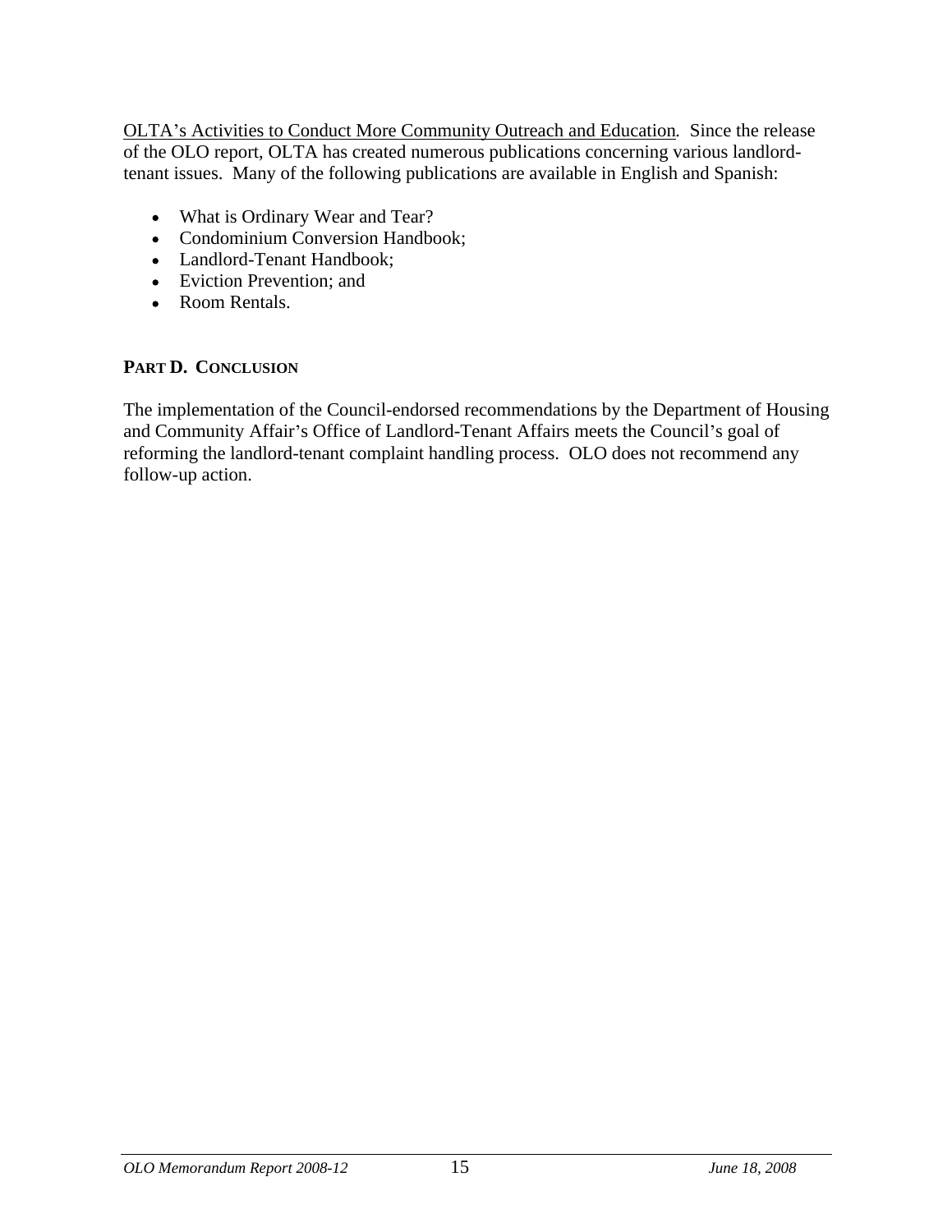OLTA's Activities to Conduct More Community Outreach and Education. Since the release of the OLO report, OLTA has created numerous publications concerning various landlord-tenant issues. Many of the following publications are available in English and Spanish:

- What is Ordinary Wear and Tear?
- Condominium Conversion Handbook;
- Landlord-Tenant Handbook;
- Eviction Prevention; and
- Room Rentals.

## PART D. CONCLUSION

The implementation of the Council-endorsed recommendations by the Department of Housing and Community Affair's Office of Landlord-Tenant Affairs meets the Council's goal of reforming the landlord-tenant complaint handling process. OLO does not recommend any follow-up action.